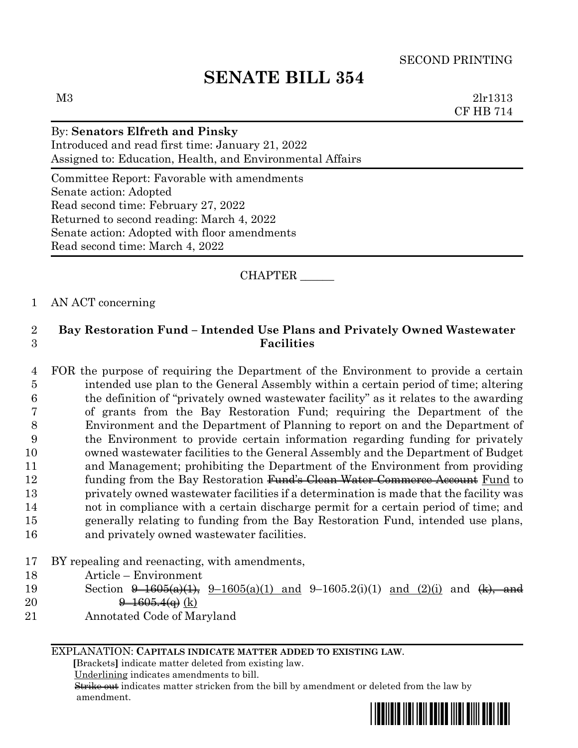SECOND PRINTING

# SENATE BILL 354

M3 2lr1313
CF HB 714

By: **Senators Elfreth and Pinsky**
Introduced and read first time: January 21, 2022
Assigned to: Education, Health, and Environmental Affairs

Committee Report: Favorable with amendments
Senate action: Adopted
Read second time: February 27, 2022
Returned to second reading: March 4, 2022
Senate action: Adopted with floor amendments
Read second time: March 4, 2022

CHAPTER ______

AN ACT concerning

## Bay Restoration Fund – Intended Use Plans and Privately Owned Wastewater Facilities

FOR the purpose of requiring the Department of the Environment to provide a certain intended use plan to the General Assembly within a certain period of time; altering the definition of "privately owned wastewater facility" as it relates to the awarding of grants from the Bay Restoration Fund; requiring the Department of the Environment and the Department of Planning to report on and the Department of the Environment to provide certain information regarding funding for privately owned wastewater facilities to the General Assembly and the Department of Budget and Management; prohibiting the Department of the Environment from providing funding from the Bay Restoration ~~Fund's Clean Water Commerce Account~~ Fund to privately owned wastewater facilities if a determination is made that the facility was not in compliance with a certain discharge permit for a certain period of time; and generally relating to funding from the Bay Restoration Fund, intended use plans, and privately owned wastewater facilities.

BY repealing and reenacting, with amendments,
Article – Environment
Section ~~9–1605(a)(1),~~ 9–1605(a)(1) and 9–1605.2(i)(1) and (2)(i) and ~~(k), and 9–1605.4(q)~~ (k)
Annotated Code of Maryland

EXPLANATION: **CAPITALS INDICATE MATTER ADDED TO EXISTING LAW.**
**[**Brackets**]** indicate matter deleted from existing law.
Underlining indicates amendments to bill.
~~Strike out~~ indicates matter stricken from the bill by amendment or deleted from the law by amendment.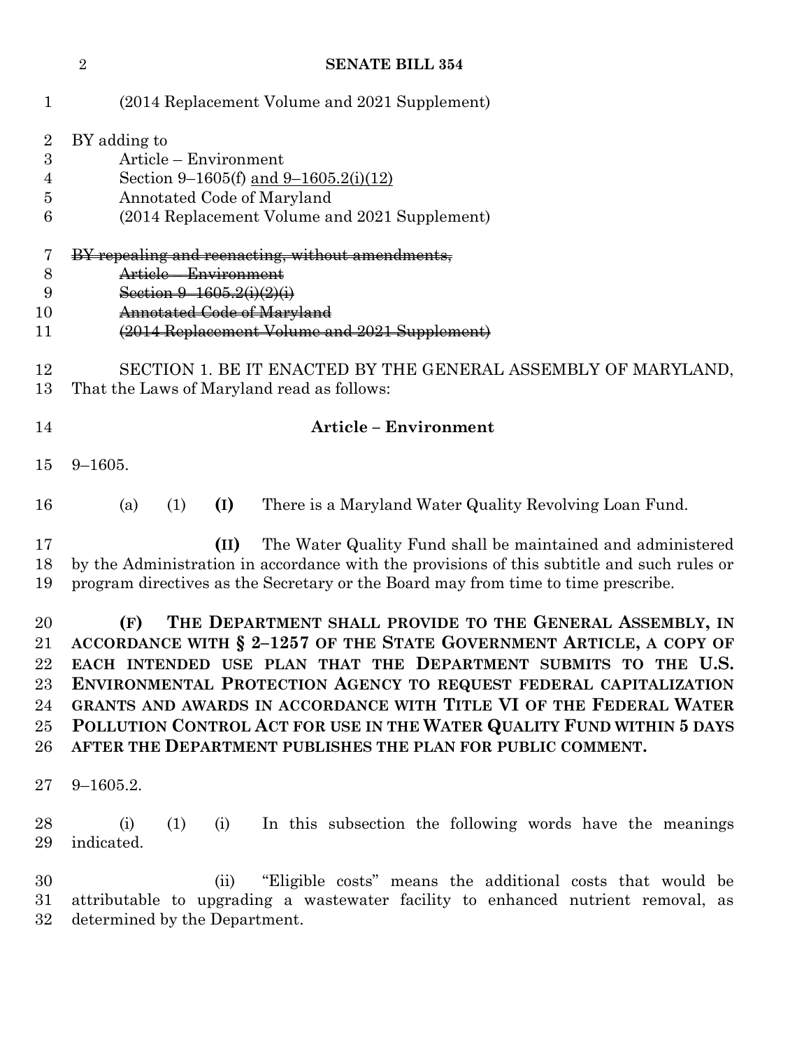(2014 Replacement Volume and 2021 Supplement)

BY adding to
Article – Environment
Section 9–1605(f) and 9–1605.2(i)(12)
Annotated Code of Maryland
(2014 Replacement Volume and 2021 Supplement)

~~BY repealing and reenacting, without amendments,~~
~~Article – Environment~~
~~Section 9–1605.2(i)(2)(i)~~
~~Annotated Code of Maryland~~
~~(2014 Replacement Volume and 2021 Supplement)~~

SECTION 1. BE IT ENACTED BY THE GENERAL ASSEMBLY OF MARYLAND, That the Laws of Maryland read as follows:

**Article – Environment**

9–1605.

(a) (1) **(I)** There is a Maryland Water Quality Revolving Loan Fund.

**(II)** The Water Quality Fund shall be maintained and administered by the Administration in accordance with the provisions of this subtitle and such rules or program directives as the Secretary or the Board may from time to time prescribe.

**(F) THE DEPARTMENT SHALL PROVIDE TO THE GENERAL ASSEMBLY, IN ACCORDANCE WITH § 2–1257 OF THE STATE GOVERNMENT ARTICLE, A COPY OF EACH INTENDED USE PLAN THAT THE DEPARTMENT SUBMITS TO THE U.S. ENVIRONMENTAL PROTECTION AGENCY TO REQUEST FEDERAL CAPITALIZATION GRANTS AND AWARDS IN ACCORDANCE WITH TITLE VI OF THE FEDERAL WATER POLLUTION CONTROL ACT FOR USE IN THE WATER QUALITY FUND WITHIN 5 DAYS AFTER THE DEPARTMENT PUBLISHES THE PLAN FOR PUBLIC COMMENT.**

9–1605.2.

(i) (1) (i) In this subsection the following words have the meanings indicated.

(ii) "Eligible costs" means the additional costs that would be attributable to upgrading a wastewater facility to enhanced nutrient removal, as determined by the Department.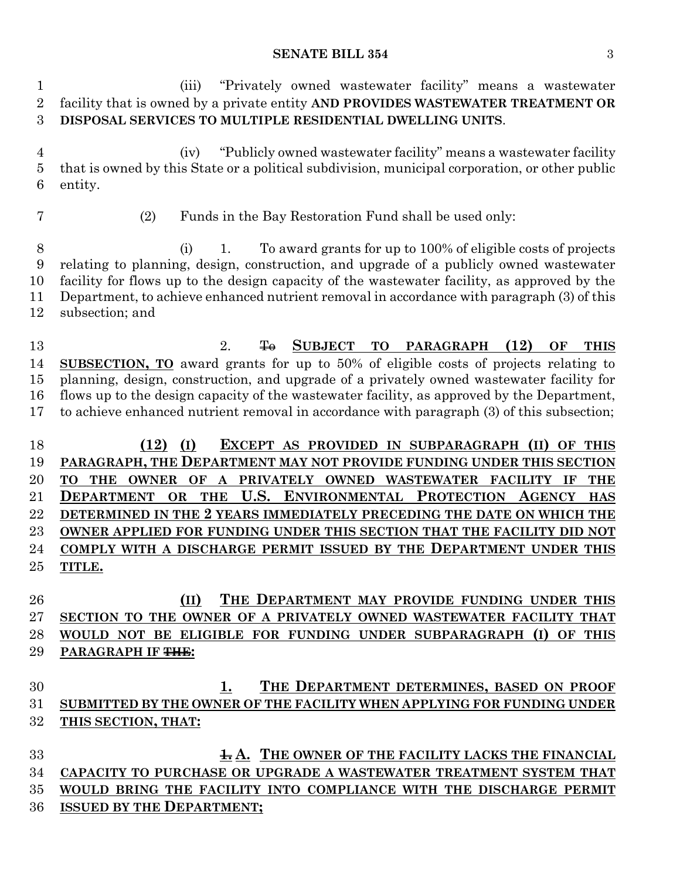(iii) "Privately owned wastewater facility" means a wastewater facility that is owned by a private entity **AND PROVIDES WASTEWATER TREATMENT OR DISPOSAL SERVICES TO MULTIPLE RESIDENTIAL DWELLING UNITS**.

(iv) "Publicly owned wastewater facility" means a wastewater facility that is owned by this State or a political subdivision, municipal corporation, or other public entity.

(2) Funds in the Bay Restoration Fund shall be used only:

(i) 1. To award grants for up to 100% of eligible costs of projects relating to planning, design, construction, and upgrade of a publicly owned wastewater facility for flows up to the design capacity of the wastewater facility, as approved by the Department, to achieve enhanced nutrient removal in accordance with paragraph (3) of this subsection; and

2. ~~To~~ **SUBJECT TO PARAGRAPH (12) OF THIS SUBSECTION, TO** award grants for up to 50% of eligible costs of projects relating to planning, design, construction, and upgrade of a privately owned wastewater facility for flows up to the design capacity of the wastewater facility, as approved by the Department, to achieve enhanced nutrient removal in accordance with paragraph (3) of this subsection;

**(12) (I) EXCEPT AS PROVIDED IN SUBPARAGRAPH (II) OF THIS PARAGRAPH, THE DEPARTMENT MAY NOT PROVIDE FUNDING UNDER THIS SECTION TO THE OWNER OF A PRIVATELY OWNED WASTEWATER FACILITY IF THE DEPARTMENT OR THE U.S. ENVIRONMENTAL PROTECTION AGENCY HAS DETERMINED IN THE 2 YEARS IMMEDIATELY PRECEDING THE DATE ON WHICH THE OWNER APPLIED FOR FUNDING UNDER THIS SECTION THAT THE FACILITY DID NOT COMPLY WITH A DISCHARGE PERMIT ISSUED BY THE DEPARTMENT UNDER THIS TITLE.**

**(II) THE DEPARTMENT MAY PROVIDE FUNDING UNDER THIS SECTION TO THE OWNER OF A PRIVATELY OWNED WASTEWATER FACILITY THAT WOULD NOT BE ELIGIBLE FOR FUNDING UNDER SUBPARAGRAPH (I) OF THIS PARAGRAPH IF ~~THE~~:**

**1. THE DEPARTMENT DETERMINES, BASED ON PROOF SUBMITTED BY THE OWNER OF THE FACILITY WHEN APPLYING FOR FUNDING UNDER THIS SECTION, THAT:**

**~~1.~~ A. THE OWNER OF THE FACILITY LACKS THE FINANCIAL CAPACITY TO PURCHASE OR UPGRADE A WASTEWATER TREATMENT SYSTEM THAT WOULD BRING THE FACILITY INTO COMPLIANCE WITH THE DISCHARGE PERMIT ISSUED BY THE DEPARTMENT;**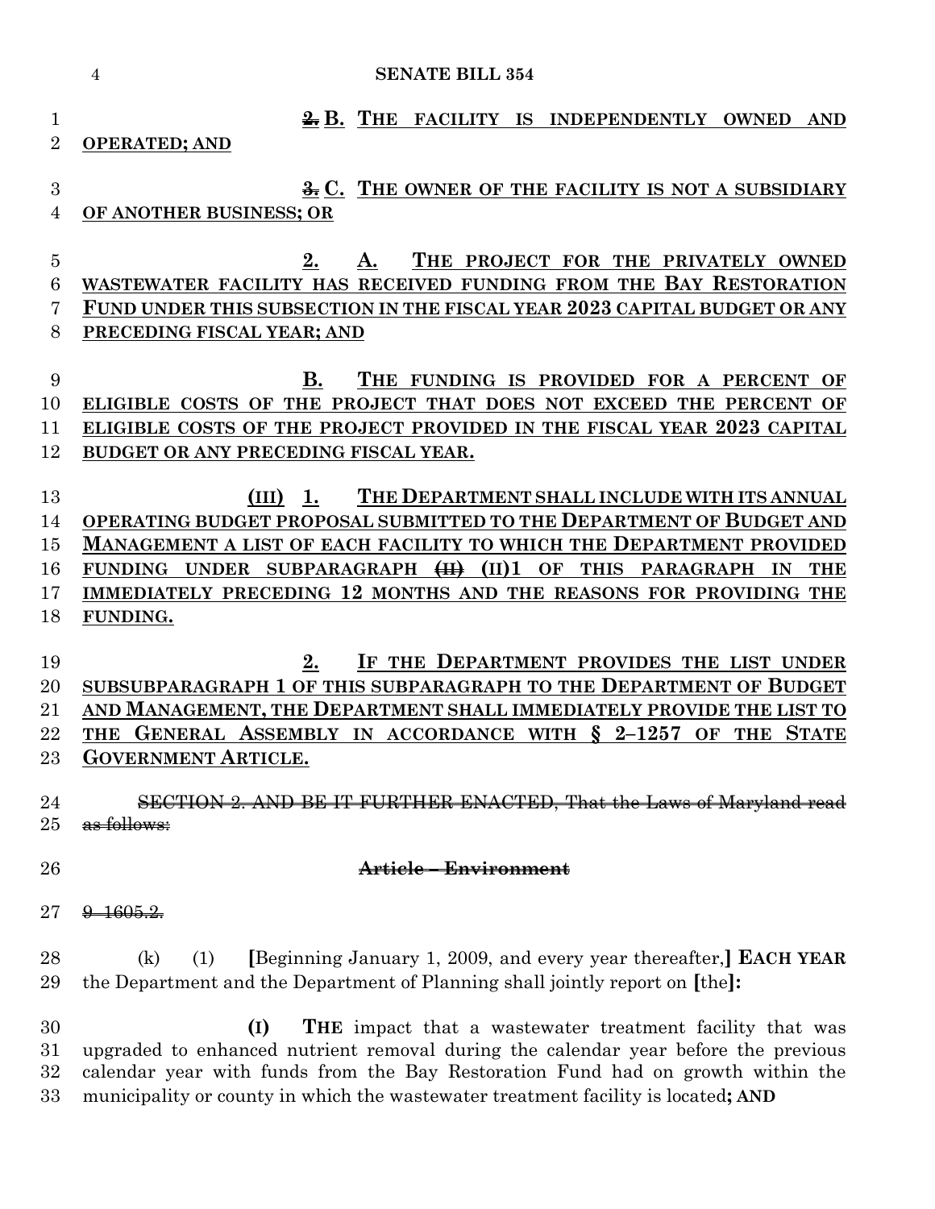~~2.~~ **B. THE FACILITY IS INDEPENDENTLY OWNED AND OPERATED; AND**

~~3.~~ **C. THE OWNER OF THE FACILITY IS NOT A SUBSIDIARY OF ANOTHER BUSINESS; OR**

**2. A. THE PROJECT FOR THE PRIVATELY OWNED WASTEWATER FACILITY HAS RECEIVED FUNDING FROM THE BAY RESTORATION FUND UNDER THIS SUBSECTION IN THE FISCAL YEAR 2023 CAPITAL BUDGET OR ANY PRECEDING FISCAL YEAR; AND**

**B. THE FUNDING IS PROVIDED FOR A PERCENT OF ELIGIBLE COSTS OF THE PROJECT THAT DOES NOT EXCEED THE PERCENT OF ELIGIBLE COSTS OF THE PROJECT PROVIDED IN THE FISCAL YEAR 2023 CAPITAL BUDGET OR ANY PRECEDING FISCAL YEAR.**

**(III) 1. THE DEPARTMENT SHALL INCLUDE WITH ITS ANNUAL OPERATING BUDGET PROPOSAL SUBMITTED TO THE DEPARTMENT OF BUDGET AND MANAGEMENT A LIST OF EACH FACILITY TO WHICH THE DEPARTMENT PROVIDED FUNDING UNDER SUBPARAGRAPH ~~(II)~~ (II)1 OF THIS PARAGRAPH IN THE IMMEDIATELY PRECEDING 12 MONTHS AND THE REASONS FOR PROVIDING THE FUNDING.**

**2. IF THE DEPARTMENT PROVIDES THE LIST UNDER SUBSUBPARAGRAPH 1 OF THIS SUBPARAGRAPH TO THE DEPARTMENT OF BUDGET AND MANAGEMENT, THE DEPARTMENT SHALL IMMEDIATELY PROVIDE THE LIST TO THE GENERAL ASSEMBLY IN ACCORDANCE WITH § 2–1257 OF THE STATE GOVERNMENT ARTICLE.**

~~SECTION 2. AND BE IT FURTHER ENACTED, That the Laws of Maryland read as follows:~~

~~**Article – Environment**~~

~~9–1605.2.~~

(k) (1) **[**Beginning January 1, 2009, and every year thereafter,**]** **EACH YEAR** the Department and the Department of Planning shall jointly report on **[**the**]:**

**(I) THE** impact that a wastewater treatment facility that was upgraded to enhanced nutrient removal during the calendar year before the previous calendar year with funds from the Bay Restoration Fund had on growth within the municipality or county in which the wastewater treatment facility is located**; AND**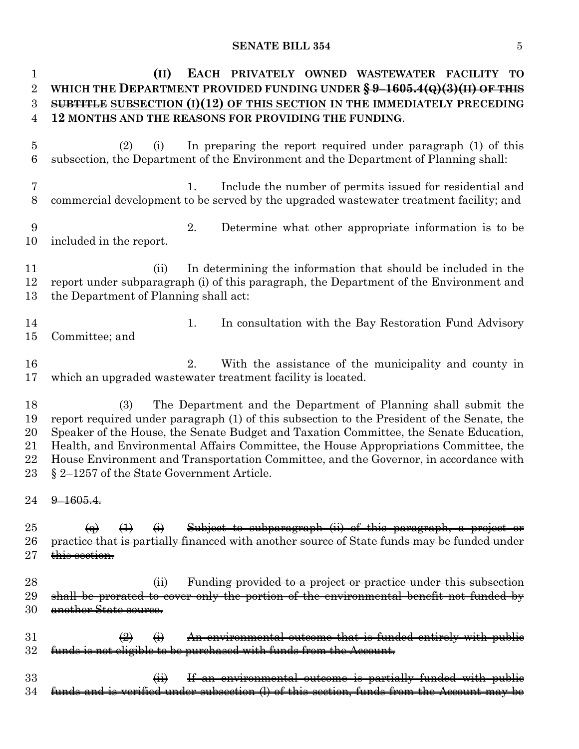(II) EACH PRIVATELY OWNED WASTEWATER FACILITY TO WHICH THE DEPARTMENT PROVIDED FUNDING UNDER ~~§ 9–1605.4(Q)(3)(II) OF THIS SUBTITLE~~ SUBSECTION (I)(12) OF THIS SECTION IN THE IMMEDIATELY PRECEDING 12 MONTHS AND THE REASONS FOR PROVIDING THE FUNDING.

(2) (i) In preparing the report required under paragraph (1) of this subsection, the Department of the Environment and the Department of Planning shall:

1. Include the number of permits issued for residential and commercial development to be served by the upgraded wastewater treatment facility; and

2. Determine what other appropriate information is to be included in the report.

(ii) In determining the information that should be included in the report under subparagraph (i) of this paragraph, the Department of the Environment and the Department of Planning shall act:

1. In consultation with the Bay Restoration Fund Advisory Committee; and

2. With the assistance of the municipality and county in which an upgraded wastewater treatment facility is located.

(3) The Department and the Department of Planning shall submit the report required under paragraph (1) of this subsection to the President of the Senate, the Speaker of the House, the Senate Budget and Taxation Committee, the Senate Education, Health, and Environmental Affairs Committee, the House Appropriations Committee, the House Environment and Transportation Committee, and the Governor, in accordance with § 2–1257 of the State Government Article.

~~9–1605.4.~~

~~(q) (1) (i) Subject to subparagraph (ii) of this paragraph, a project or practice that is partially financed with another source of State funds may be funded under this section.~~

~~(ii) Funding provided to a project or practice under this subsection shall be prorated to cover only the portion of the environmental benefit not funded by another State source.~~

~~(2) (i) An environmental outcome that is funded entirely with public funds is not eligible to be purchased with funds from the Account.~~

~~(ii) If an environmental outcome is partially funded with public funds and is verified under subsection (l) of this section, funds from the Account may be~~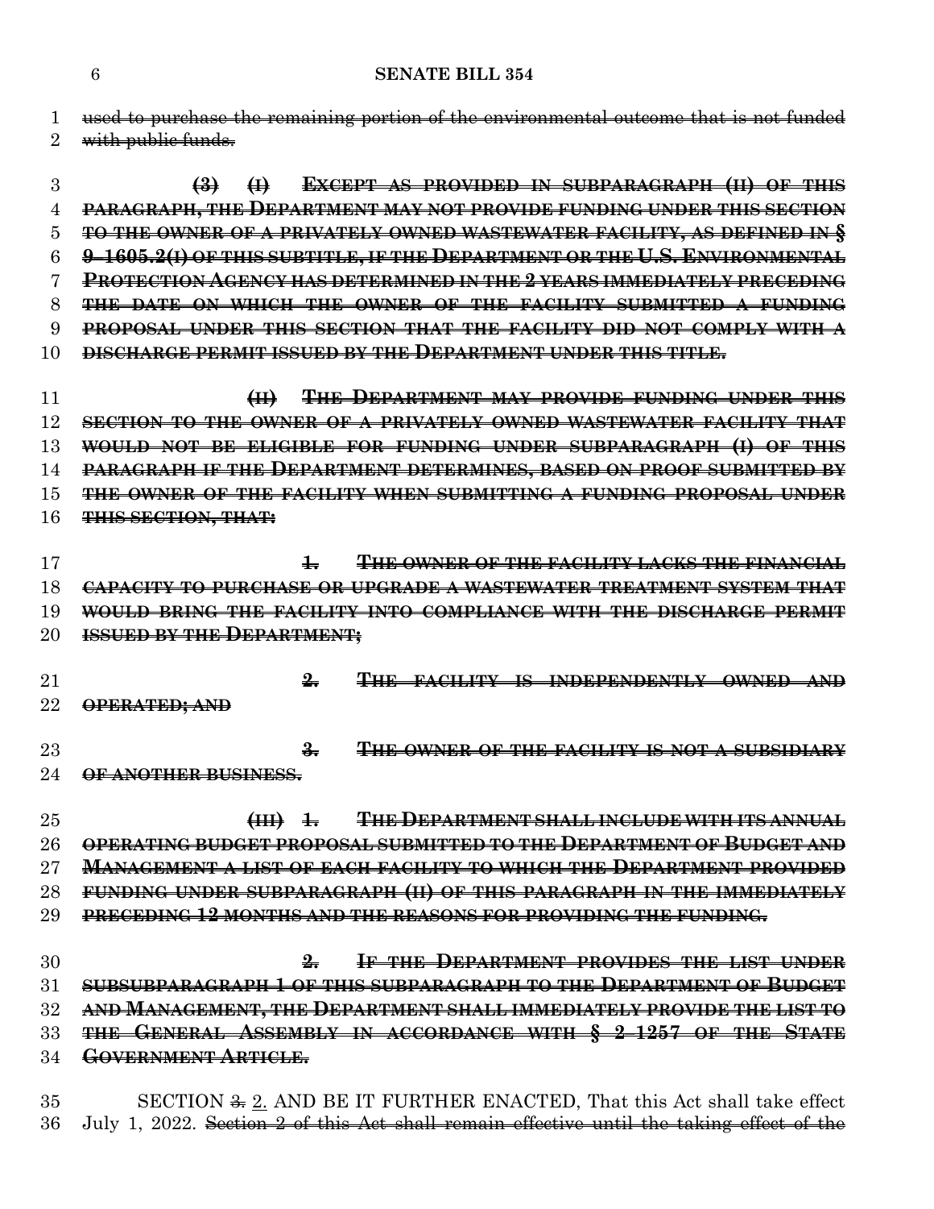~~used to purchase the remaining portion of the environmental outcome that is not funded with public funds.~~

~~**(3) (I) EXCEPT AS PROVIDED IN SUBPARAGRAPH (II) OF THIS PARAGRAPH, THE DEPARTMENT MAY NOT PROVIDE FUNDING UNDER THIS SECTION TO THE OWNER OF A PRIVATELY OWNED WASTEWATER FACILITY, AS DEFINED IN § 9–1605.2(I) OF THIS SUBTITLE, IF THE DEPARTMENT OR THE U.S. ENVIRONMENTAL PROTECTION AGENCY HAS DETERMINED IN THE 2 YEARS IMMEDIATELY PRECEDING THE DATE ON WHICH THE OWNER OF THE FACILITY SUBMITTED A FUNDING PROPOSAL UNDER THIS SECTION THAT THE FACILITY DID NOT COMPLY WITH A DISCHARGE PERMIT ISSUED BY THE DEPARTMENT UNDER THIS TITLE.**~~

~~**(II) THE DEPARTMENT MAY PROVIDE FUNDING UNDER THIS SECTION TO THE OWNER OF A PRIVATELY OWNED WASTEWATER FACILITY THAT WOULD NOT BE ELIGIBLE FOR FUNDING UNDER SUBPARAGRAPH (I) OF THIS PARAGRAPH IF THE DEPARTMENT DETERMINES, BASED ON PROOF SUBMITTED BY THE OWNER OF THE FACILITY WHEN SUBMITTING A FUNDING PROPOSAL UNDER THIS SECTION, THAT:**~~

~~**1. THE OWNER OF THE FACILITY LACKS THE FINANCIAL CAPACITY TO PURCHASE OR UPGRADE A WASTEWATER TREATMENT SYSTEM THAT WOULD BRING THE FACILITY INTO COMPLIANCE WITH THE DISCHARGE PERMIT ISSUED BY THE DEPARTMENT;**~~

~~**2. THE FACILITY IS INDEPENDENTLY OWNED AND OPERATED; AND**~~

~~**3. THE OWNER OF THE FACILITY IS NOT A SUBSIDIARY OF ANOTHER BUSINESS.**~~

~~**(III) 1. THE DEPARTMENT SHALL INCLUDE WITH ITS ANNUAL OPERATING BUDGET PROPOSAL SUBMITTED TO THE DEPARTMENT OF BUDGET AND MANAGEMENT A LIST OF EACH FACILITY TO WHICH THE DEPARTMENT PROVIDED FUNDING UNDER SUBPARAGRAPH (II) OF THIS PARAGRAPH IN THE IMMEDIATELY PRECEDING 12 MONTHS AND THE REASONS FOR PROVIDING THE FUNDING.**~~

~~**2. IF THE DEPARTMENT PROVIDES THE LIST UNDER SUBSUBPARAGRAPH 1 OF THIS SUBPARAGRAPH TO THE DEPARTMENT OF BUDGET AND MANAGEMENT, THE DEPARTMENT SHALL IMMEDIATELY PROVIDE THE LIST TO THE GENERAL ASSEMBLY IN ACCORDANCE WITH § 2–1257 OF THE STATE GOVERNMENT ARTICLE.**~~

SECTION ~~3.~~ 2. AND BE IT FURTHER ENACTED, That this Act shall take effect July 1, 2022. ~~Section 2 of this Act shall remain effective until the taking effect of the~~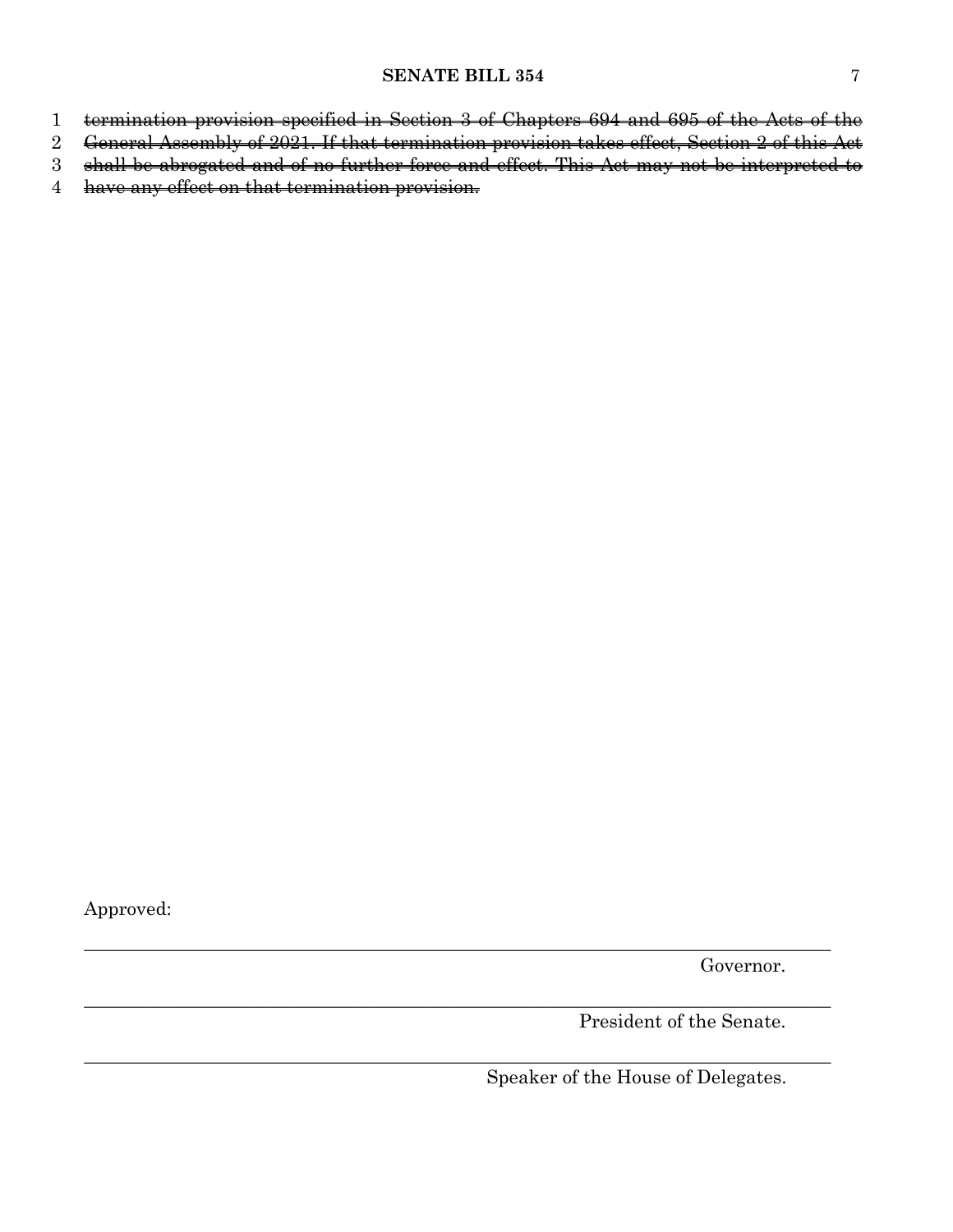~~termination provision specified in Section 3 of Chapters 694 and 695 of the Acts of the General Assembly of 2021. If that termination provision takes effect, Section 2 of this Act shall be abrogated and of no further force and effect. This Act may not be interpreted to have any effect on that termination provision.~~

Approved:

\_\_\_\_\_\_\_\_\_\_\_\_\_\_\_\_\_\_\_\_\_\_\_\_\_\_\_\_\_\_\_\_\_\_\_\_\_\_\_\_

Governor.

\_\_\_\_\_\_\_\_\_\_\_\_\_\_\_\_\_\_\_\_\_\_\_\_\_\_\_\_\_\_\_\_\_\_\_\_\_\_\_\_

President of the Senate.

\_\_\_\_\_\_\_\_\_\_\_\_\_\_\_\_\_\_\_\_\_\_\_\_\_\_\_\_\_\_\_\_\_\_\_\_\_\_\_\_

Speaker of the House of Delegates.